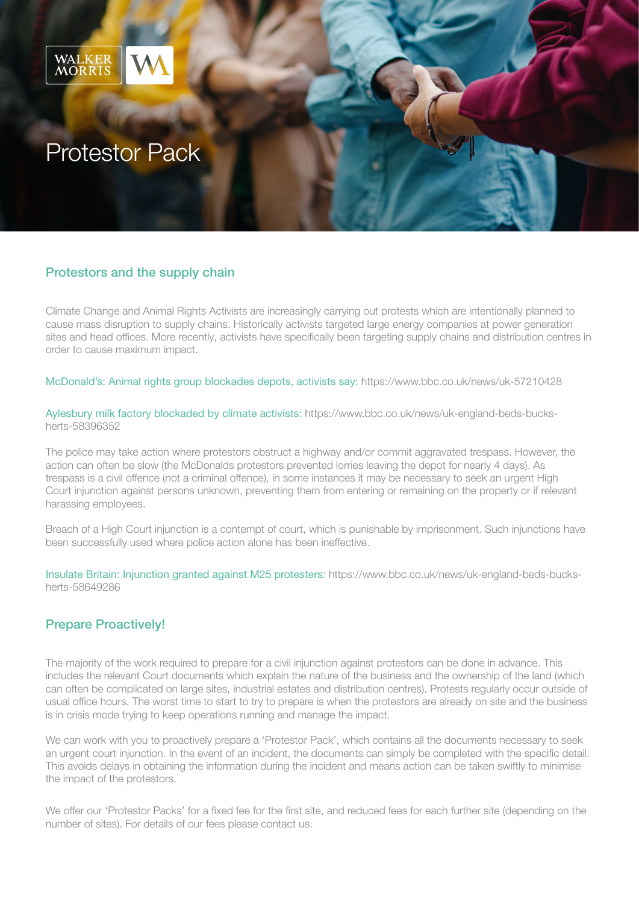WALKER MORRIS

# Protestor Pack

## Protestors and the supply chain

Climate Change and Animal Rights Activists are increasingly carrying out protests which are intentionally planned to cause mass disruption to supply chains. Historically activists targeted large energy companies at power generation sites and head offices. More recently, activists have specifically been targeting supply chains and distribution centres in order to cause maximum impact.

McDonald's: Animal rights group blockades depots, activists say: https://www.bbc.co.uk/news/uk-57210428

Aylesbury milk factory blockaded by climate activists: https://www.bbc.co.uk/news/uk-england-beds-bucks-herts-58396352

The police may take action where protestors obstruct a highway and/or commit aggravated trespass. However, the action can often be slow (the McDonalds protestors prevented lorries leaving the depot for nearly 4 days). As trespass is a civil offence (not a criminal offence), in some instances it may be necessary to seek an urgent High Court injunction against persons unknown, preventing them from entering or remaining on the property or if relevant harassing employees.

Breach of a High Court injunction is a contempt of court, which is punishable by imprisonment. Such injunctions have been successfully used where police action alone has been ineffective.

Insulate Britain: Injunction granted against M25 protesters: https://www.bbc.co.uk/news/uk-england-beds-bucks-herts-58649286

## Prepare Proactively!

The majority of the work required to prepare for a civil injunction against protestors can be done in advance. This includes the relevant Court documents which explain the nature of the business and the ownership of the land (which can often be complicated on large sites, industrial estates and distribution centres). Protests regularly occur outside of usual office hours. The worst time to start to try to prepare is when the protestors are already on site and the business is in crisis mode trying to keep operations running and manage the impact.

We can work with you to proactively prepare a 'Protestor Pack', which contains all the documents necessary to seek an urgent court injunction. In the event of an incident, the documents can simply be completed with the specific detail. This avoids delays in obtaining the information during the incident and means action can be taken swiftly to minimise the impact of the protestors.

We offer our 'Protestor Packs' for a fixed fee for the first site, and reduced fees for each further site (depending on the number of sites). For details of our fees please contact us.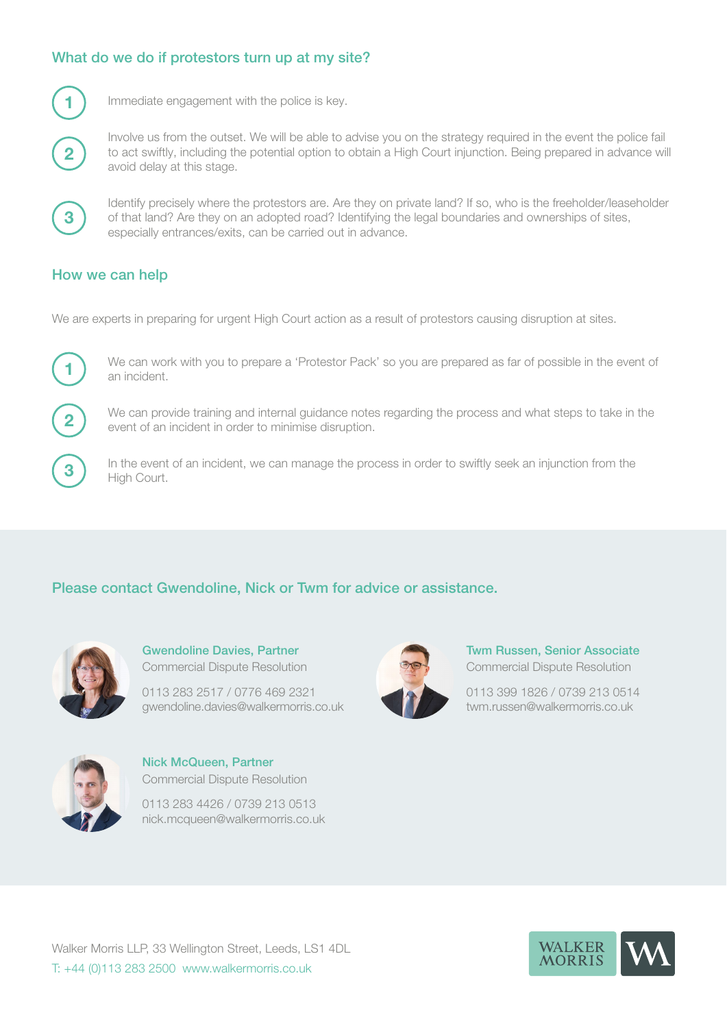## What do we do if protestors turn up at my site?

1. Immediate engagement with the police is key.
2. Involve us from the outset. We will be able to advise you on the strategy required in the event the police fail to act swiftly, including the potential option to obtain a High Court injunction. Being prepared in advance will avoid delay at this stage.
3. Identify precisely where the protestors are. Are they on private land? If so, who is the freeholder/leaseholder of that land? Are they on an adopted road? Identifying the legal boundaries and ownerships of sites, especially entrances/exits, can be carried out in advance.

## How we can help

We are experts in preparing for urgent High Court action as a result of protestors causing disruption at sites.

1. We can work with you to prepare a 'Protestor Pack' so you are prepared as far of possible in the event of an incident.
2. We can provide training and internal guidance notes regarding the process and what steps to take in the event of an incident in order to minimise disruption.
3. In the event of an incident, we can manage the process in order to swiftly seek an injunction from the High Court.

## Please contact Gwendoline, Nick or Twm for advice or assistance.

**Gwendoline Davies, Partner**
Commercial Dispute Resolution
0113 283 2517 / 0776 469 2321
gwendoline.davies@walkermorris.co.uk

**Twm Russen, Senior Associate**
Commercial Dispute Resolution
0113 399 1826 / 0739 213 0514
twm.russen@walkermorris.co.uk

**Nick McQueen, Partner**
Commercial Dispute Resolution
0113 283 4426 / 0739 213 0513
nick.mcqueen@walkermorris.co.uk

Walker Morris LLP, 33 Wellington Street, Leeds, LS1 4DL
T: +44 (0)113 283 2500 www.walkermorris.co.uk

WALKER MORRIS